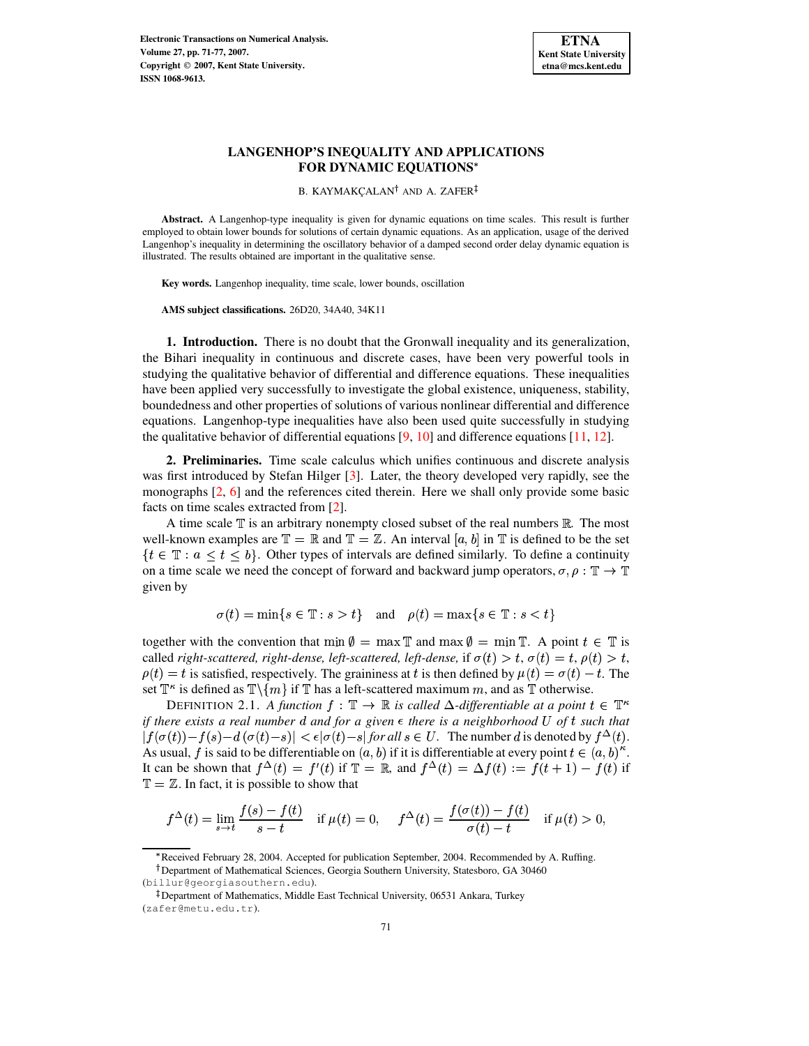# LANGENHOP'S INEQUALITY AND APPLICATIONS FOR DYNAMIC EQUATIONS*

B. KAYMAKÇALAN[†] AND A. ZAFER[‡]

**Abstract.** A Langenhop-type inequality is given for dynamic equations on time scales. This result is further employed to obtain lower bounds for solutions of certain dynamic equations. As an application, usage of the derived Langenhop's inequality in determining the oscillatory behavior of a damped second order delay dynamic equation is illustrated. The results obtained are important in the qualitative sense.

**Key words.** Langenhop inequality, time scale, lower bounds, oscillation

**AMS subject classifications.** 26D20, 34A40, 34K11

## 1. Introduction.

There is no doubt that the Gronwall inequality and its generalization, the Bihari inequality in continuous and discrete cases, have been very powerful tools in studying the qualitative behavior of differential and difference equations. These inequalities have been applied very successfully to investigate the global existence, uniqueness, stability, boundedness and other properties of solutions of various nonlinear differential and difference equations. Langenhop-type inequalities have also been used quite successfully in studying the qualitative behavior of differential equations [9, 10] and difference equations [11, 12].

## 2. Preliminaries.

Time scale calculus which unifies continuous and discrete analysis was first introduced by Stefan Hilger [3]. Later, the theory developed very rapidly, see the monographs [2, 6] and the references cited therein. Here we shall only provide some basic facts on time scales extracted from [2].

A time scale $\mathbb{T}$ is an arbitrary nonempty closed subset of the real numbers $\mathbb{R}$. The most well-known examples are $\mathbb{T} = \mathbb{R}$ and $\mathbb{T} = \mathbb{Z}$. An interval $[a, b]$ in $\mathbb{T}$ is defined to be the set $\{t \in \mathbb{T} : a \leq t \leq b\}$. Other types of intervals are defined similarly. To define a continuity on a time scale we need the concept of forward and backward jump operators, $\sigma, \rho : \mathbb{T} \to \mathbb{T}$ given by

$$\sigma(t) = \min\{s \in \mathbb{T} : s > t\} \quad \text{and} \quad \rho(t) = \max\{s \in \mathbb{T} : s < t\}$$

together with the convention that $\min \emptyset = \max \mathbb{T}$ and $\max \emptyset = \min \mathbb{T}$. A point $t \in \mathbb{T}$ is called *right-scattered, right-dense, left-scattered, left-dense,* if $\sigma(t) > t$, $\sigma(t) = t$, $\rho(t) > t$, $\rho(t) = t$ is satisfied, respectively. The graininess at $t$ is then defined by $\mu(t) = \sigma(t) - t$. The set $\mathbb{T}^\kappa$ is defined as $\mathbb{T}\backslash\{m\}$ if $\mathbb{T}$ has a left-scattered maximum $m$, and as $\mathbb{T}$ otherwise.

DEFINITION 2.1. *A function $f : \mathbb{T} \to \mathbb{R}$ is called $\Delta$-differentiable at a point $t \in \mathbb{T}^\kappa$ if there exists a real number $d$ and for a given $\epsilon$ there is a neighborhood $U$ of $t$ such that $|f(\sigma(t)) - f(s) - d\,(\sigma(t) - s)| < \epsilon|\sigma(t) - s|$ for all $s \in U$.* The number $d$ is denoted by $f^\Delta(t)$. As usual, $f$ is said to be differentiable on $(a, b)$ if it is differentiable at every point $t \in (a, b)^\kappa$. It can be shown that $f^\Delta(t) = f'(t)$ if $\mathbb{T} = \mathbb{R}$, and $f^\Delta(t) = \Delta f(t) := f(t + 1) - f(t)$ if $\mathbb{T} = \mathbb{Z}$. In fact, it is possible to show that

$$f^\Delta(t) = \lim_{s \to t} \frac{f(s) - f(t)}{s - t} \quad \text{if } \mu(t) = 0, \qquad f^\Delta(t) = \frac{f(\sigma(t)) - f(t)}{\sigma(t) - t} \quad \text{if } \mu(t) > 0,$$

---

*Received February 28, 2004. Accepted for publication September, 2004. Recommended by A. Ruffing.

[†]Department of Mathematical Sciences, Georgia Southern University, Statesboro, GA 30460 (billur@georgiasouthern.edu).

[‡]Department of Mathematics, Middle East Technical University, 06531 Ankara, Turkey (zafer@metu.edu.tr).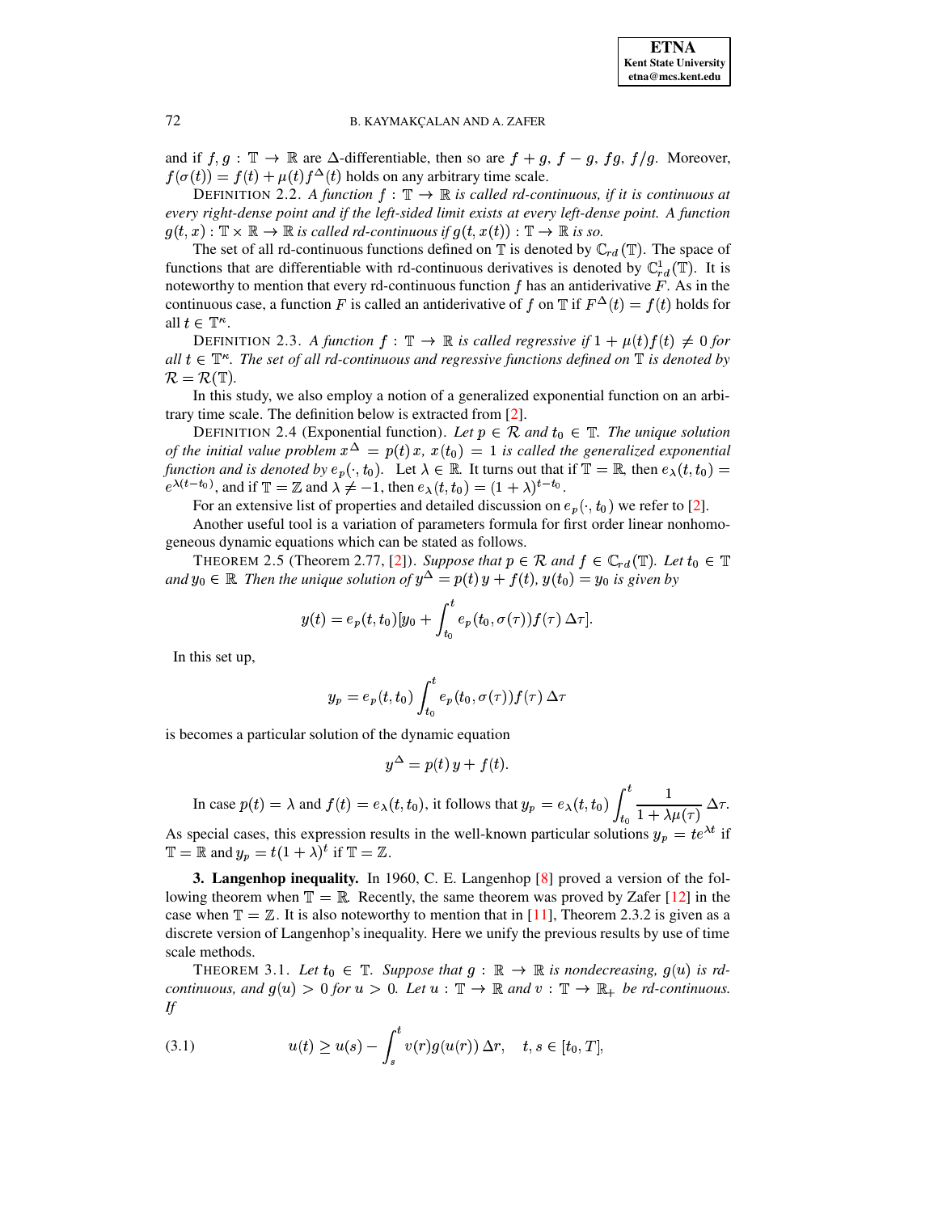and if $f, g : \mathbb{T} \to \mathbb{R}$ are $\Delta$-differentiable, then so are $f+g$, $f-g$, $fg$, $f/g$. Moreover, $f(\sigma(t)) = f(t) + \mu(t) f^{\Delta}(t)$ holds on any arbitrary time scale.

DEFINITION 2.2. *A function $f : \mathbb{T} \to \mathbb{R}$ is called rd-continuous, if it is continuous at every right-dense point and if the left-sided limit exists at every left-dense point. A function $g(t,x) : \mathbb{T} \times \mathbb{R} \to \mathbb{R}$ is called rd-continuous if $g(t, x(t)) : \mathbb{T} \to \mathbb{R}$ is so.*

The set of all rd-continuous functions defined on $\mathbb{T}$ is denoted by $\mathbb{C}_{rd}(\mathbb{T})$. The space of functions that are differentiable with rd-continuous derivatives is denoted by $\mathbb{C}^1_{rd}(\mathbb{T})$. It is noteworthy to mention that every rd-continuous function $f$ has an antiderivative $F$. As in the continuous case, a function $F$ is called an antiderivative of $f$ on $\mathbb{T}$ if $F^{\Delta}(t) = f(t)$ holds for all $t \in \mathbb{T}^{\kappa}$.

DEFINITION 2.3. *A function $f : \mathbb{T} \to \mathbb{R}$ is called regressive if $1 + \mu(t) f(t) \neq 0$ for all $t \in \mathbb{T}^{\kappa}$. The set of all rd-continuous and regressive functions defined on $\mathbb{T}$ is denoted by $\mathcal{R} = \mathcal{R}(\mathbb{T})$.*

In this study, we also employ a notion of a generalized exponential function on an arbitrary time scale. The definition below is extracted from [2].

DEFINITION 2.4 (Exponential function). *Let $p \in \mathcal{R}$ and $t_0 \in \mathbb{T}$. The unique solution of the initial value problem $x^{\Delta} = p(t)\, x$, $x(t_0) = 1$ is called the generalized exponential function and is denoted by $e_p(\cdot, t_0)$.* Let $\lambda \in \mathbb{R}$. It turns out that if $\mathbb{T} = \mathbb{R}$, then $e_{\lambda}(t, t_0) = e^{\lambda(t-t_0)}$, and if $\mathbb{T} = \mathbb{Z}$ and $\lambda \neq -1$, then $e_{\lambda}(t, t_0) = (1+\lambda)^{t-t_0}$.

For an extensive list of properties and detailed discussion on $e_p(\cdot, t_0)$ we refer to [2].

Another useful tool is a variation of parameters formula for first order linear nonhomogeneous dynamic equations which can be stated as follows.

THEOREM 2.5 (Theorem 2.77, [2]). *Suppose that $p \in \mathcal{R}$ and $f \in \mathbb{C}_{rd}(\mathbb{T})$. Let $t_0 \in \mathbb{T}$ and $y_0 \in \mathbb{R}$. Then the unique solution of $y^{\Delta} = p(t)\, y + f(t)$, $y(t_0) = y_0$ is given by*

$$y(t) = e_p(t, t_0)[y_0 + \int_{t_0}^{t} e_p(t_0, \sigma(\tau)) f(\tau)\, \Delta\tau].$$

In this set up,

$$y_p = e_p(t, t_0) \int_{t_0}^{t} e_p(t_0, \sigma(\tau)) f(\tau)\, \Delta\tau$$

is becomes a particular solution of the dynamic equation

$$y^{\Delta} = p(t)\, y + f(t).$$

In case $p(t) = \lambda$ and $f(t) = e_{\lambda}(t, t_0)$, it follows that $y_p = e_{\lambda}(t, t_0) \displaystyle\int_{t_0}^{t} \frac{1}{1 + \lambda\mu(\tau)}\, \Delta\tau$. As special cases, this expression results in the well-known particular solutions $y_p = te^{\lambda t}$ if $\mathbb{T} = \mathbb{R}$ and $y_p = t(1+\lambda)^t$ if $\mathbb{T} = \mathbb{Z}$.

## 3. Langenhop inequality.

In 1960, C. E. Langenhop [8] proved a version of the following theorem when $\mathbb{T} = \mathbb{R}$. Recently, the same theorem was proved by Zafer [12] in the case when $\mathbb{T} = \mathbb{Z}$. It is also noteworthy to mention that in [11], Theorem 2.3.2 is given as a discrete version of Langenhop's inequality. Here we unify the previous results by use of time scale methods.

THEOREM 3.1. *Let $t_0 \in \mathbb{T}$. Suppose that $g : \mathbb{R} \to \mathbb{R}$ is nondecreasing, $g(u)$ is rd-continuous, and $g(u) > 0$ for $u > 0$. Let $u : \mathbb{T} \to \mathbb{R}$ and $v : \mathbb{T} \to \mathbb{R}_+$ be rd-continuous. If*

$$u(t) \geq u(s) - \int_{s}^{t} v(r) g(u(r))\, \Delta r, \quad t, s \in [t_0, T], \tag{3.1}$$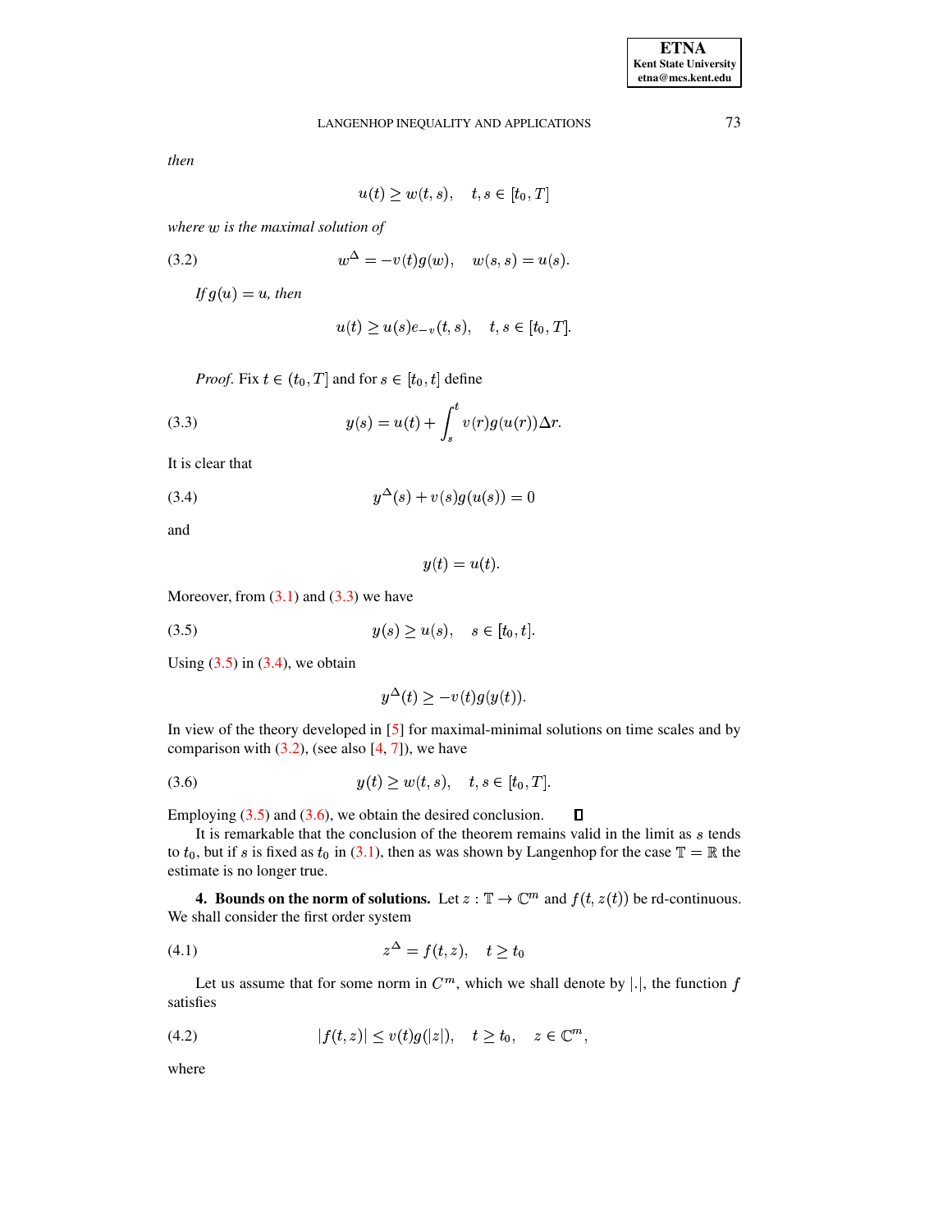*then*

$$u(t) \geq w(t,s), \quad t,s \in [t_0, T]$$

*where $w$ is the maximal solution of*

$$w^{\Delta} = -v(t)g(w), \quad w(s,s) = u(s). \tag{3.2}$$

*If $g(u) = u$, then*

$$u(t) \geq u(s)e_{-v}(t,s), \quad t,s \in [t_0, T].$$

*Proof*. Fix $t \in (t_0, T]$ and for $s \in [t_0, t]$ define

$$y(s) = u(t) + \int_s^t v(r)g(u(r))\Delta r. \tag{3.3}$$

It is clear that

$$y^{\Delta}(s) + v(s)g(u(s)) = 0 \tag{3.4}$$

and

$$y(t) = u(t).$$

Moreover, from (3.1) and (3.3) we have

$$y(s) \geq u(s), \quad s \in [t_0, t]. \tag{3.5}$$

Using (3.5) in (3.4), we obtain

$$y^{\Delta}(t) \geq -v(t)g(y(t)).$$

In view of the theory developed in [5] for maximal-minimal solutions on time scales and by comparison with (3.2), (see also [4, 7]), we have

$$y(t) \geq w(t,s), \quad t,s \in [t_0, T]. \tag{3.6}$$

Employing (3.5) and (3.6), we obtain the desired conclusion. ∎

It is remarkable that the conclusion of the theorem remains valid in the limit as $s$ tends to $t_0$, but if $s$ is fixed as $t_0$ in (3.1), then as was shown by Langenhop for the case $\mathbb{T} = \mathbb{R}$ the estimate is no longer true.

**4. Bounds on the norm of solutions.** Let $z : \mathbb{T} \to \mathbb{C}^m$ and $f(t, z(t))$ be rd-continuous. We shall consider the first order system

$$z^{\Delta} = f(t,z), \quad t \geq t_0 \tag{4.1}$$

Let us assume that for some norm in $C^m$, which we shall denote by $|.|$, the function $f$ satisfies

$$|f(t,z)| \leq v(t)g(|z|), \quad t \geq t_0, \quad z \in \mathbb{C}^m, \tag{4.2}$$

where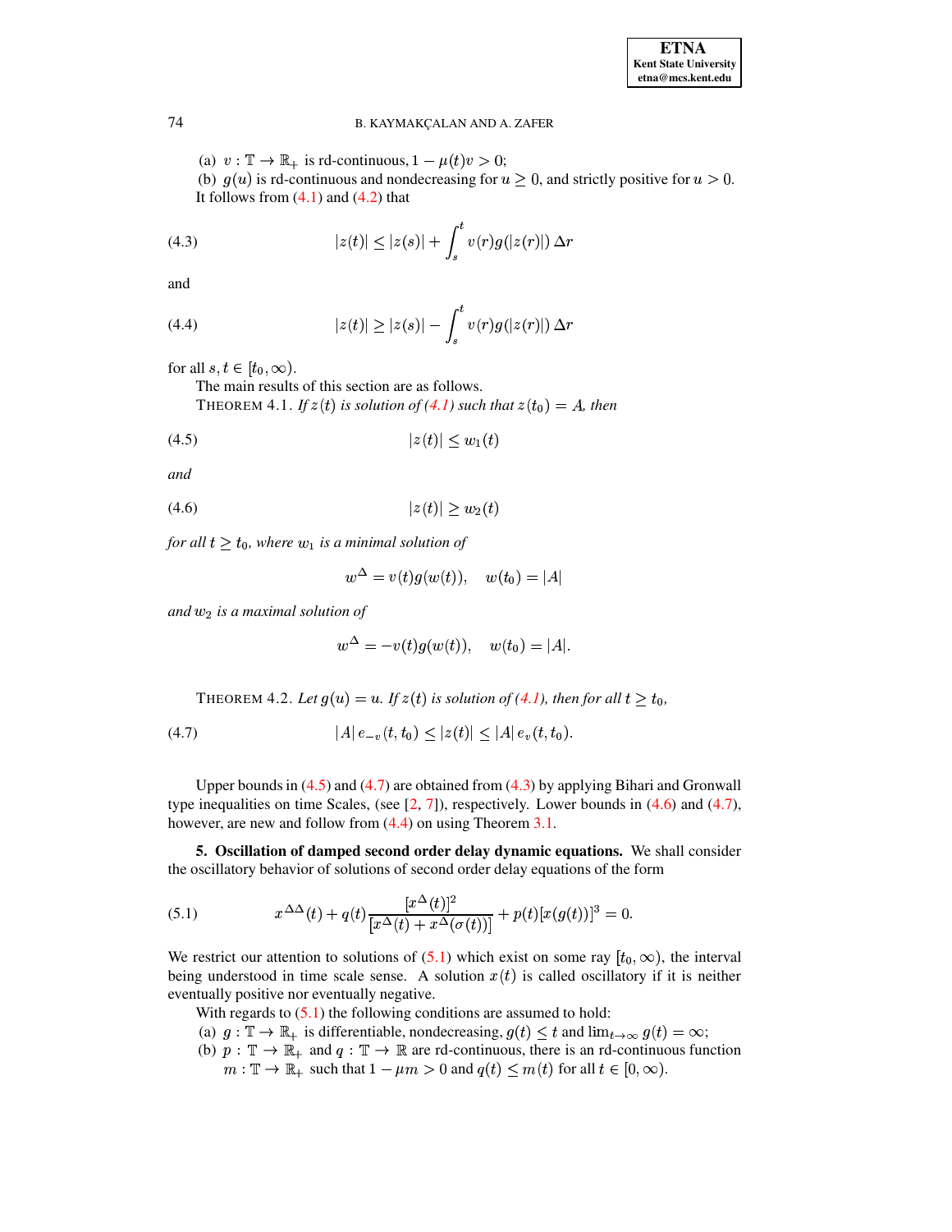(a) $v : \mathbb{T} \to \mathbb{R}_+$ is rd-continuous, $1 - \mu(t)v > 0$;

(b) $g(u)$ is rd-continuous and nondecreasing for $u \geq 0$, and strictly positive for $u > 0$.

It follows from (4.1) and (4.2) that

$$|z(t)| \leq |z(s)| + \int_s^t v(r)g(|z(r)|)\,\Delta r \tag{4.3}$$

and

$$|z(t)| \geq |z(s)| - \int_s^t v(r)g(|z(r)|)\,\Delta r \tag{4.4}$$

for all $s, t \in [t_0, \infty)$.

The main results of this section are as follows.

THEOREM 4.1. *If $z(t)$ is solution of (4.1) such that $z(t_0) = A$, then*

$$|z(t)| \leq w_1(t) \tag{4.5}$$

*and*

$$|z(t)| \geq w_2(t) \tag{4.6}$$

*for all $t \geq t_0$, where $w_1$ is a minimal solution of*

$$w^\Delta = v(t)g(w(t)), \quad w(t_0) = |A|$$

*and $w_2$ is a maximal solution of*

$$w^\Delta = -v(t)g(w(t)), \quad w(t_0) = |A|.$$

THEOREM 4.2. *Let $g(u) = u$. If $z(t)$ is solution of (4.1), then for all $t \geq t_0$,*

$$|A|\, e_{-v}(t, t_0) \leq |z(t)| \leq |A|\, e_v(t, t_0). \tag{4.7}$$

Upper bounds in (4.5) and (4.7) are obtained from (4.3) by applying Bihari and Gronwall type inequalities on time Scales, (see [2, 7]), respectively. Lower bounds in (4.6) and (4.7), however, are new and follow from (4.4) on using Theorem 3.1.

**5. Oscillation of damped second order delay dynamic equations.** We shall consider the oscillatory behavior of solutions of second order delay equations of the form

$$x^{\Delta\Delta}(t) + q(t)\frac{[x^\Delta(t)]^2}{[x^\Delta(t) + x^\Delta(\sigma(t))]} + p(t)[x(g(t))]^3 = 0. \tag{5.1}$$

We restrict our attention to solutions of (5.1) which exist on some ray $[t_0, \infty)$, the interval being understood in time scale sense. A solution $x(t)$ is called oscillatory if it is neither eventually positive nor eventually negative.

With regards to (5.1) the following conditions are assumed to hold:

(a) $g : \mathbb{T} \to \mathbb{R}_+$ is differentiable, nondecreasing, $g(t) \leq t$ and $\lim_{t\to\infty} g(t) = \infty$;

(b) $p : \mathbb{T} \to \mathbb{R}_+$ and $q : \mathbb{T} \to \mathbb{R}$ are rd-continuous, there is an rd-continuous function $m : \mathbb{T} \to \mathbb{R}_+$ such that $1 - \mu m > 0$ and $q(t) \leq m(t)$ for all $t \in [0, \infty)$.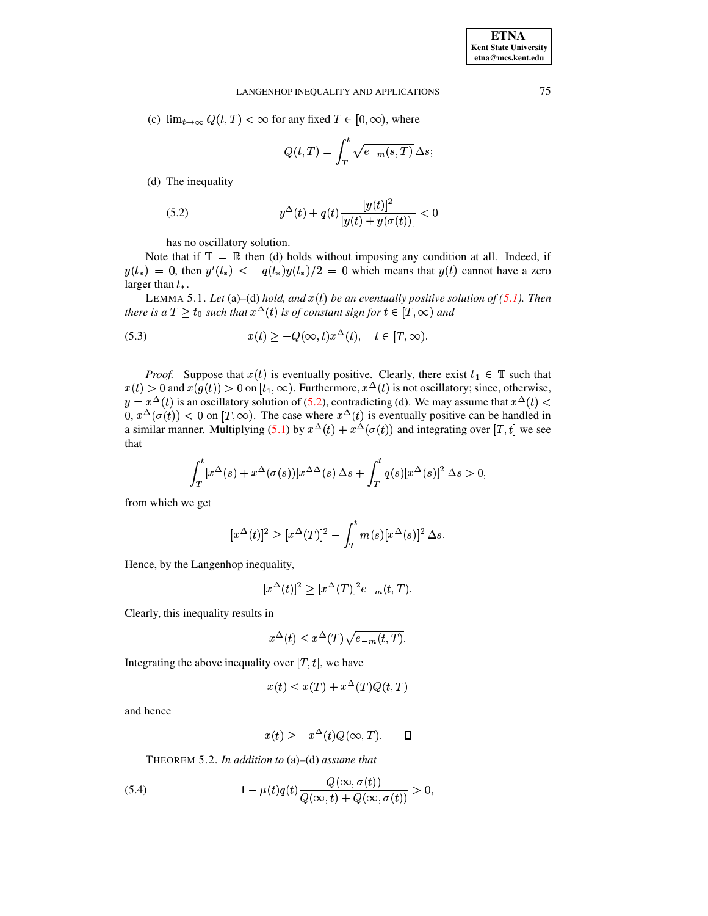(c) $\lim_{t\to\infty} Q(t,T) < \infty$ for any fixed $T \in [0,\infty)$, where

$$Q(t,T) = \int_T^t \sqrt{e_{-m}(s,T)}\,\Delta s;$$

(d) The inequality

$$y^{\Delta}(t) + q(t)\frac{[y(t)]^2}{[y(t)+y(\sigma(t))]} < 0 \tag{5.2}$$

has no oscillatory solution.

Note that if $\mathbb{T} = \mathbb{R}$ then (d) holds without imposing any condition at all. Indeed, if $y(t_*) = 0$, then $y'(t_*) < -q(t_*)y(t_*)/2 = 0$ which means that $y(t)$ cannot have a zero larger than $t_*$.

LEMMA 5.1. *Let* (a)–(d) *hold, and $x(t)$ be an eventually positive solution of (5.1). Then there is a $T \geq t_0$ such that $x^{\Delta}(t)$ is of constant sign for $t \in [T,\infty)$ and*

$$x(t) \geq -Q(\infty,t)x^{\Delta}(t), \quad t \in [T,\infty). \tag{5.3}$$

*Proof.* Suppose that $x(t)$ is eventually positive. Clearly, there exist $t_1 \in \mathbb{T}$ such that $x(t) > 0$ and $x(g(t)) > 0$ on $[t_1,\infty)$. Furthermore, $x^{\Delta}(t)$ is not oscillatory; since, otherwise, $y = x^{\Delta}(t)$ is an oscillatory solution of (5.2), contradicting (d). We may assume that $x^{\Delta}(t) < 0$, $x^{\Delta}(\sigma(t)) < 0$ on $[T,\infty)$. The case where $x^{\Delta}(t)$ is eventually positive can be handled in a similar manner. Multiplying (5.1) by $x^{\Delta}(t) + x^{\Delta}(\sigma(t))$ and integrating over $[T,t]$ we see that

$$\int_T^t [x^{\Delta}(s) + x^{\Delta}(\sigma(s))]x^{\Delta\Delta}(s)\,\Delta s + \int_T^t q(s)[x^{\Delta}(s)]^2\,\Delta s > 0,$$

from which we get

$$[x^{\Delta}(t)]^2 \geq [x^{\Delta}(T)]^2 - \int_T^t m(s)[x^{\Delta}(s)]^2\,\Delta s.$$

Hence, by the Langenhop inequality,

$$[x^{\Delta}(t)]^2 \geq [x^{\Delta}(T)]^2 e_{-m}(t,T).$$

Clearly, this inequality results in

$$x^{\Delta}(t) \leq x^{\Delta}(T)\sqrt{e_{-m}(t,T)}.$$

Integrating the above inequality over $[T,t]$, we have

$$x(t) \leq x(T) + x^{\Delta}(T)Q(t,T)$$

and hence

$$x(t) \geq -x^{\Delta}(t)Q(\infty,T). \qquad \square$$

THEOREM 5.2. *In addition to* (a)–(d) *assume that*

$$1 - \mu(t)q(t)\frac{Q(\infty,\sigma(t))}{Q(\infty,t)+Q(\infty,\sigma(t))} > 0, \tag{5.4}$$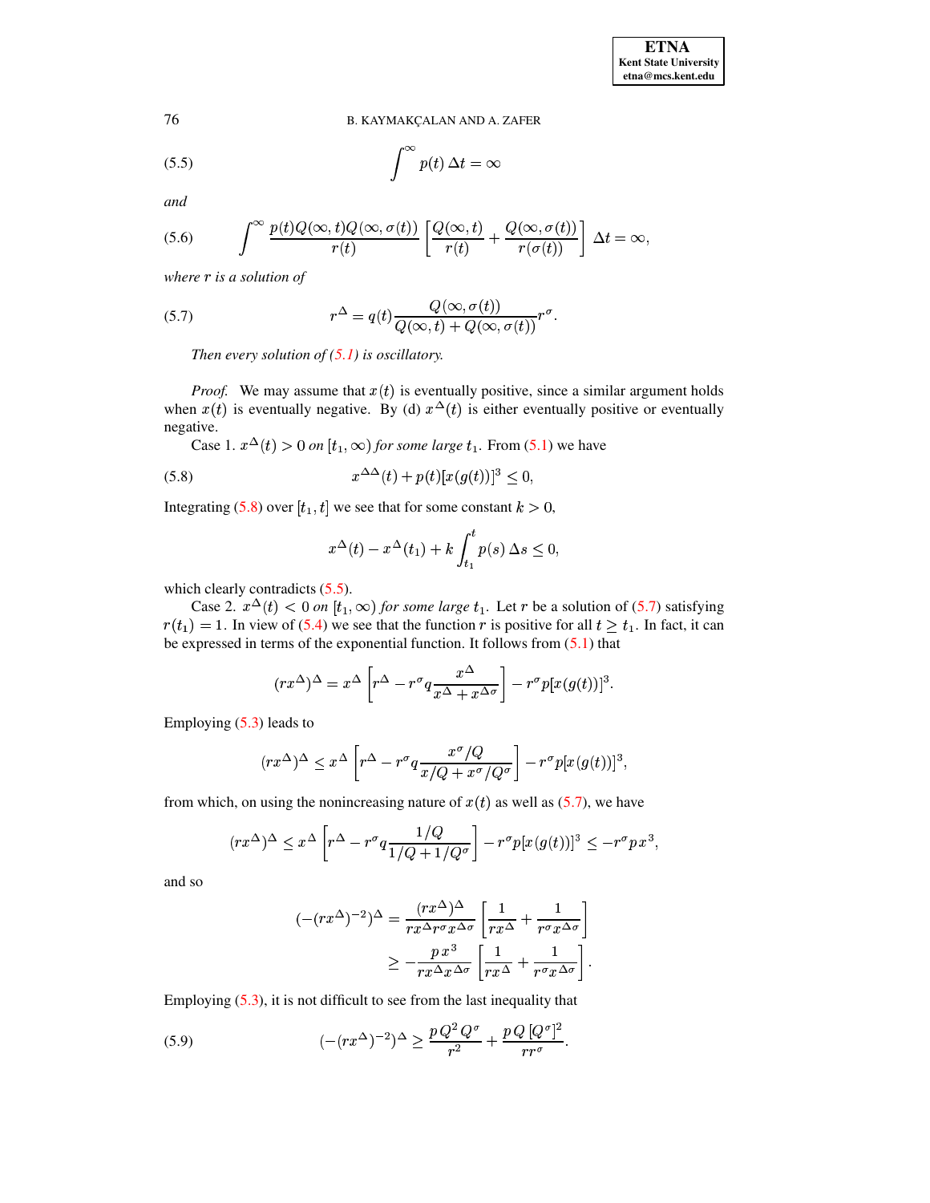$$\int^{\infty} p(t)\,\Delta t = \infty \tag{5.5}$$

*and*

$$\int^{\infty} \frac{p(t)Q(\infty,t)Q(\infty,\sigma(t))}{r(t)} \left[ \frac{Q(\infty,t)}{r(t)} + \frac{Q(\infty,\sigma(t))}{r(\sigma(t))} \right] \Delta t = \infty, \tag{5.6}$$

*where $r$ is a solution of*

$$r^{\Delta} = q(t)\frac{Q(\infty,\sigma(t))}{Q(\infty,t) + Q(\infty,\sigma(t))} r^{\sigma}. \tag{5.7}$$

*Then every solution of (5.1) is oscillatory.*

*Proof.* We may assume that $x(t)$ is eventually positive, since a similar argument holds when $x(t)$ is eventually negative. By (d) $x^{\Delta}(t)$ is either eventually positive or eventually negative.

Case 1. *$x^{\Delta}(t) > 0$ on $[t_1,\infty)$ for some large $t_1$.* From (5.1) we have

$$x^{\Delta\Delta}(t) + p(t)[x(g(t))]^3 \le 0, \tag{5.8}$$

Integrating (5.8) over $[t_1, t]$ we see that for some constant $k > 0$,

$$x^{\Delta}(t) - x^{\Delta}(t_1) + k\int_{t_1}^{t} p(s)\,\Delta s \le 0,$$

which clearly contradicts (5.5).

Case 2. *$x^{\Delta}(t) < 0$ on $[t_1,\infty)$ for some large $t_1$.* Let $r$ be a solution of (5.7) satisfying $r(t_1) = 1$. In view of (5.4) we see that the function $r$ is positive for all $t \ge t_1$. In fact, it can be expressed in terms of the exponential function. It follows from (5.1) that

$$(rx^{\Delta})^{\Delta} = x^{\Delta}\left[r^{\Delta} - r^{\sigma} q \frac{x^{\Delta}}{x^{\Delta} + x^{\Delta\sigma}}\right] - r^{\sigma} p [x(g(t))]^3.$$

Employing (5.3) leads to

$$(rx^{\Delta})^{\Delta} \le x^{\Delta}\left[r^{\Delta} - r^{\sigma} q \frac{x^{\sigma}/Q}{x/Q + x^{\sigma}/Q^{\sigma}}\right] - r^{\sigma} p [x(g(t))]^3,$$

from which, on using the nonincreasing nature of $x(t)$ as well as (5.7), we have

$$(rx^{\Delta})^{\Delta} \le x^{\Delta}\left[r^{\Delta} - r^{\sigma} q \frac{1/Q}{1/Q + 1/Q^{\sigma}}\right] - r^{\sigma} p [x(g(t))]^3 \le -r^{\sigma} p x^3,$$

and so

$$\begin{aligned}
(-(rx^{\Delta})^{-2})^{\Delta} &= \frac{(rx^{\Delta})^{\Delta}}{rx^{\Delta} r^{\sigma} x^{\Delta\sigma}}\left[\frac{1}{rx^{\Delta}} + \frac{1}{r^{\sigma} x^{\Delta\sigma}}\right] \\
&\ge -\frac{p\,x^3}{rx^{\Delta} x^{\Delta\sigma}}\left[\frac{1}{rx^{\Delta}} + \frac{1}{r^{\sigma} x^{\Delta\sigma}}\right].
\end{aligned}$$

Employing (5.3), it is not difficult to see from the last inequality that

$$(-(rx^{\Delta})^{-2})^{\Delta} \ge \frac{p\,Q^2 Q^{\sigma}}{r^2} + \frac{p\,Q\,[Q^{\sigma}]^2}{rr^{\sigma}}. \tag{5.9}$$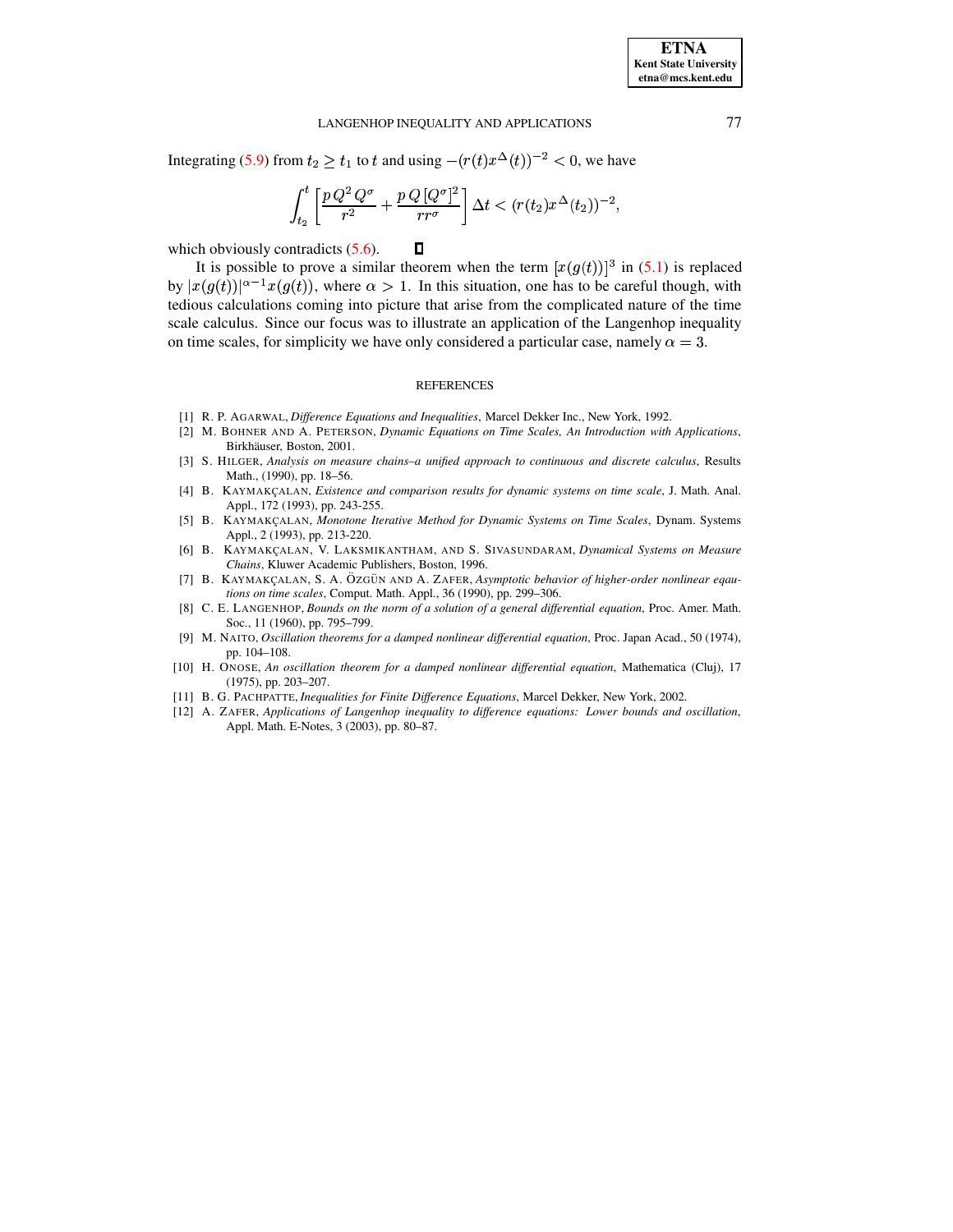Integrating (5.9) from $t_2 \geq t_1$ to $t$ and using $-(r(t)x^{\Delta}(t))^{-2} < 0$, we have

$$\int_{t_2}^{t} \left[ \frac{p\, Q^2\, Q^{\sigma}}{r^2} + \frac{p\, Q\, [Q^{\sigma}]^2}{r r^{\sigma}} \right] \Delta t < (r(t_2)x^{\Delta}(t_2))^{-2},$$

which obviously contradicts (5.6). ∎

It is possible to prove a similar theorem when the term $[x(g(t))]^3$ in (5.1) is replaced by $|x(g(t))|^{\alpha-1}x(g(t))$, where $\alpha > 1$. In this situation, one has to be careful though, with tedious calculations coming into picture that arise from the complicated nature of the time scale calculus. Since our focus was to illustrate an application of the Langenhop inequality on time scales, for simplicity we have only considered a particular case, namely $\alpha = 3$.

## REFERENCES

[1] R. P. AGARWAL, *Difference Equations and Inequalities*, Marcel Dekker Inc., New York, 1992.

[2] M. BOHNER AND A. PETERSON, *Dynamic Equations on Time Scales, An Introduction with Applications*, Birkhäuser, Boston, 2001.

[3] S. HILGER, *Analysis on measure chains–a unified approach to continuous and discrete calculus*, Results Math., (1990), pp. 18–56.

[4] B. KAYMAKÇALAN, *Existence and comparison results for dynamic systems on time scale*, J. Math. Anal. Appl., 172 (1993), pp. 243-255.

[5] B. KAYMAKÇALAN, *Monotone Iterative Method for Dynamic Systems on Time Scales*, Dynam. Systems Appl., 2 (1993), pp. 213-220.

[6] B. KAYMAKÇALAN, V. LAKSMIKANTHAM, AND S. SIVASUNDARAM, *Dynamical Systems on Measure Chains*, Kluwer Academic Publishers, Boston, 1996.

[7] B. KAYMAKÇALAN, S. A. ÖZGÜN AND A. ZAFER, *Asymptotic behavior of higher-order nonlinear eqautions on time scales*, Comput. Math. Appl., 36 (1990), pp. 299–306.

[8] C. E. LANGENHOP, *Bounds on the norm of a solution of a general differential equation*, Proc. Amer. Math. Soc., 11 (1960), pp. 795–799.

[9] M. NAITO, *Oscillation theorems for a damped nonlinear differential equation*, Proc. Japan Acad., 50 (1974), pp. 104–108.

[10] H. ONOSE, *An oscillation theorem for a damped nonlinear differential equation*, Mathematica (Cluj), 17 (1975), pp. 203–207.

[11] B. G. PACHPATTE, *Inequalities for Finite Difference Equations*, Marcel Dekker, New York, 2002.

[12] A. ZAFER, *Applications of Langenhop inequality to difference equations: Lower bounds and oscillation*, Appl. Math. E-Notes, 3 (2003), pp. 80–87.